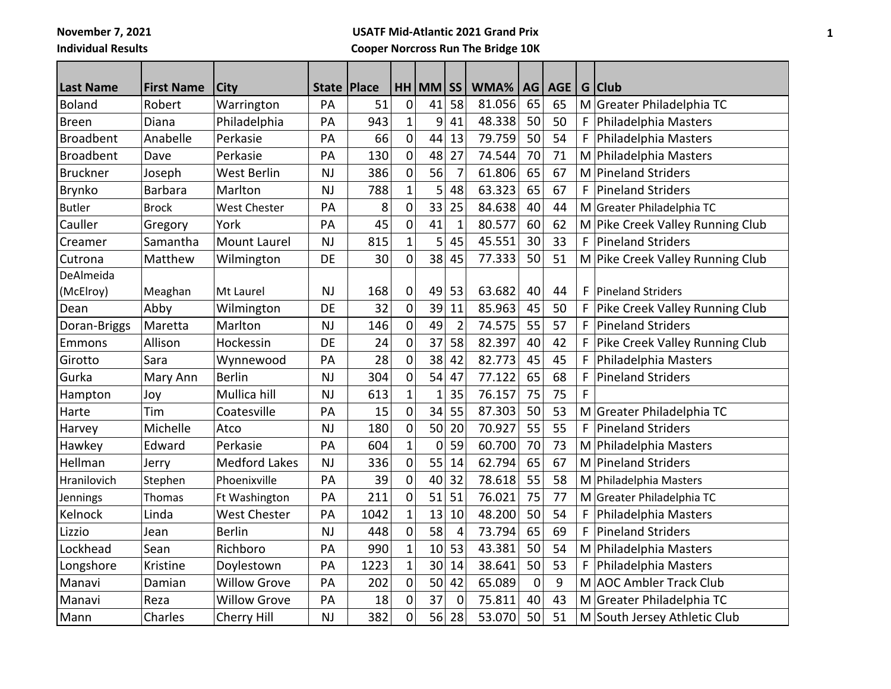November 7, 2021

Individual Results

**USATF Mid-Atlantic 2021 Grand Prix**

**Cooper Norcross Run The Bridge 10K**

| Last Name | First Name | City | State | Place | HH | MM | SS | WMA% | AG | AGE | G | Club |
|---|---|---|---|---|---|---|---|---|---|---|---|---|
| Boland | Robert | Warrington | PA | 51 | 0 | 41 | 58 | 81.056 | 65 | 65 | M | Greater Philadelphia TC |
| Breen | Diana | Philadelphia | PA | 943 | 1 | 9 | 41 | 48.338 | 50 | 50 | F | Philadelphia Masters |
| Broadbent | Anabelle | Perkasie | PA | 66 | 0 | 44 | 13 | 79.759 | 50 | 54 | F | Philadelphia Masters |
| Broadbent | Dave | Perkasie | PA | 130 | 0 | 48 | 27 | 74.544 | 70 | 71 | M | Philadelphia Masters |
| Bruckner | Joseph | West Berlin | NJ | 386 | 0 | 56 | 7 | 61.806 | 65 | 67 | M | Pineland Striders |
| Brynko | Barbara | Marlton | NJ | 788 | 1 | 5 | 48 | 63.323 | 65 | 67 | F | Pineland Striders |
| Butler | Brock | West Chester | PA | 8 | 0 | 33 | 25 | 84.638 | 40 | 44 | M | Greater Philadelphia TC |
| Cauller | Gregory | York | PA | 45 | 0 | 41 | 1 | 80.577 | 60 | 62 | M | Pike Creek Valley Running Club |
| Creamer | Samantha | Mount Laurel | NJ | 815 | 1 | 5 | 45 | 45.551 | 30 | 33 | F | Pineland Striders |
| Cutrona | Matthew | Wilmington | DE | 30 | 0 | 38 | 45 | 77.333 | 50 | 51 | M | Pike Creek Valley Running Club |
| DeAlmeida (McElroy) | Meaghan | Mt Laurel | NJ | 168 | 0 | 49 | 53 | 63.682 | 40 | 44 | F | Pineland Striders |
| Dean | Abby | Wilmington | DE | 32 | 0 | 39 | 11 | 85.963 | 45 | 50 | F | Pike Creek Valley Running Club |
| Doran-Briggs | Maretta | Marlton | NJ | 146 | 0 | 49 | 2 | 74.575 | 55 | 57 | F | Pineland Striders |
| Emmons | Allison | Hockessin | DE | 24 | 0 | 37 | 58 | 82.397 | 40 | 42 | F | Pike Creek Valley Running Club |
| Girotto | Sara | Wynnewood | PA | 28 | 0 | 38 | 42 | 82.773 | 45 | 45 | F | Philadelphia Masters |
| Gurka | Mary Ann | Berlin | NJ | 304 | 0 | 54 | 47 | 77.122 | 65 | 68 | F | Pineland Striders |
| Hampton | Joy | Mullica hill | NJ | 613 | 1 | 1 | 35 | 76.157 | 75 | 75 | F | |
| Harte | Tim | Coatesville | PA | 15 | 0 | 34 | 55 | 87.303 | 50 | 53 | M | Greater Philadelphia TC |
| Harvey | Michelle | Atco | NJ | 180 | 0 | 50 | 20 | 70.927 | 55 | 55 | F | Pineland Striders |
| Hawkey | Edward | Perkasie | PA | 604 | 1 | 0 | 59 | 60.700 | 70 | 73 | M | Philadelphia Masters |
| Hellman | Jerry | Medford Lakes | NJ | 336 | 0 | 55 | 14 | 62.794 | 65 | 67 | M | Pineland Striders |
| Hranilovich | Stephen | Phoenixville | PA | 39 | 0 | 40 | 32 | 78.618 | 55 | 58 | M | Philadelphia Masters |
| Jennings | Thomas | Ft Washington | PA | 211 | 0 | 51 | 51 | 76.021 | 75 | 77 | M | Greater Philadelphia TC |
| Kelnock | Linda | West Chester | PA | 1042 | 1 | 13 | 10 | 48.200 | 50 | 54 | F | Philadelphia Masters |
| Lizzio | Jean | Berlin | NJ | 448 | 0 | 58 | 4 | 73.794 | 65 | 69 | F | Pineland Striders |
| Lockhead | Sean | Richboro | PA | 990 | 1 | 10 | 53 | 43.381 | 50 | 54 | M | Philadelphia Masters |
| Longshore | Kristine | Doylestown | PA | 1223 | 1 | 30 | 14 | 38.641 | 50 | 53 | F | Philadelphia Masters |
| Manavi | Damian | Willow Grove | PA | 202 | 0 | 50 | 42 | 65.089 | 0 | 9 | M | AOC Ambler Track Club |
| Manavi | Reza | Willow Grove | PA | 18 | 0 | 37 | 0 | 75.811 | 40 | 43 | M | Greater Philadelphia TC |
| Mann | Charles | Cherry Hill | NJ | 382 | 0 | 56 | 28 | 53.070 | 50 | 51 | M | South Jersey Athletic Club |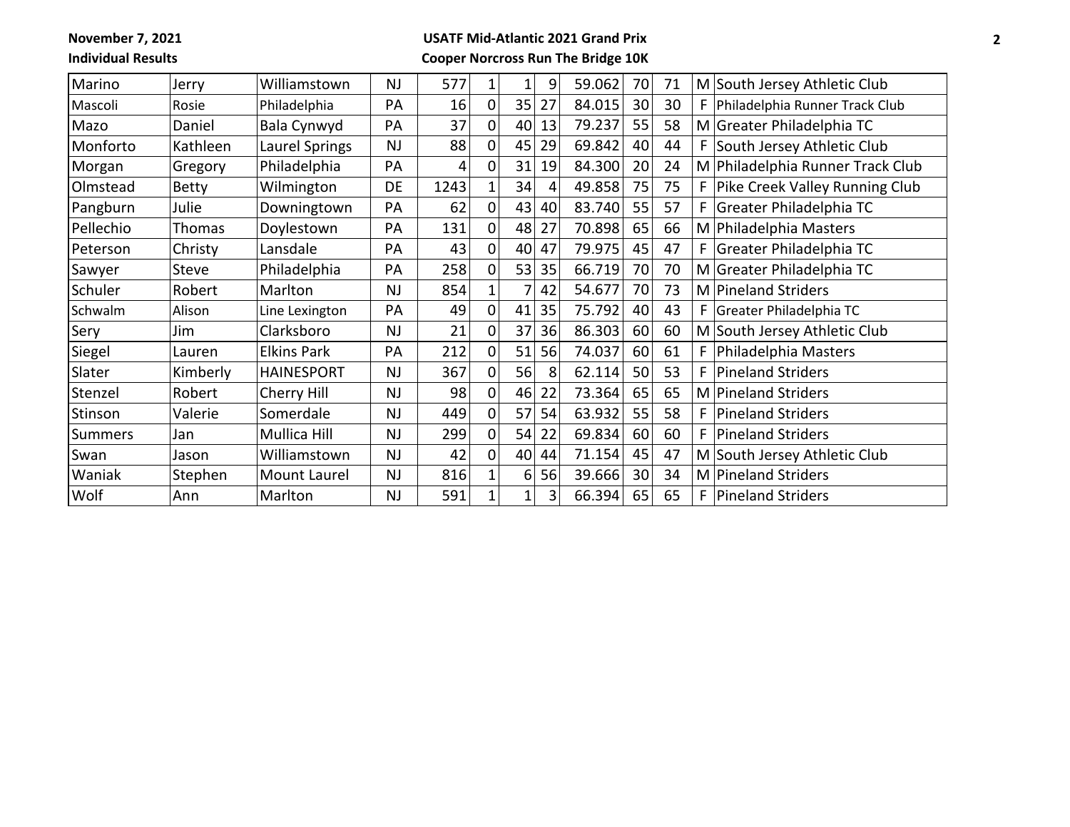| | | | | | | | | | | | | |
|---|---|---|---|---|---|---|---|---|---|---|---|---|
| Marino | Jerry | Williamstown | NJ | 577 | 1 | 1 | 9 | 59.062 | 70 | 71 | M | South Jersey Athletic Club |
| Mascoli | Rosie | Philadelphia | PA | 16 | 0 | 35 | 27 | 84.015 | 30 | 30 | F | Philadelphia Runner Track Club |
| Mazo | Daniel | Bala Cynwyd | PA | 37 | 0 | 40 | 13 | 79.237 | 55 | 58 | M | Greater Philadelphia TC |
| Monforto | Kathleen | Laurel Springs | NJ | 88 | 0 | 45 | 29 | 69.842 | 40 | 44 | F | South Jersey Athletic Club |
| Morgan | Gregory | Philadelphia | PA | 4 | 0 | 31 | 19 | 84.300 | 20 | 24 | M | Philadelphia Runner Track Club |
| Olmstead | Betty | Wilmington | DE | 1243 | 1 | 34 | 4 | 49.858 | 75 | 75 | F | Pike Creek Valley Running Club |
| Pangburn | Julie | Downingtown | PA | 62 | 0 | 43 | 40 | 83.740 | 55 | 57 | F | Greater Philadelphia TC |
| Pellechio | Thomas | Doylestown | PA | 131 | 0 | 48 | 27 | 70.898 | 65 | 66 | M | Philadelphia Masters |
| Peterson | Christy | Lansdale | PA | 43 | 0 | 40 | 47 | 79.975 | 45 | 47 | F | Greater Philadelphia TC |
| Sawyer | Steve | Philadelphia | PA | 258 | 0 | 53 | 35 | 66.719 | 70 | 70 | M | Greater Philadelphia TC |
| Schuler | Robert | Marlton | NJ | 854 | 1 | 7 | 42 | 54.677 | 70 | 73 | M | Pineland Striders |
| Schwalm | Alison | Line Lexington | PA | 49 | 0 | 41 | 35 | 75.792 | 40 | 43 | F | Greater Philadelphia TC |
| Sery | Jim | Clarksboro | NJ | 21 | 0 | 37 | 36 | 86.303 | 60 | 60 | M | South Jersey Athletic Club |
| Siegel | Lauren | Elkins Park | PA | 212 | 0 | 51 | 56 | 74.037 | 60 | 61 | F | Philadelphia Masters |
| Slater | Kimberly | HAINESPORT | NJ | 367 | 0 | 56 | 8 | 62.114 | 50 | 53 | F | Pineland Striders |
| Stenzel | Robert | Cherry Hill | NJ | 98 | 0 | 46 | 22 | 73.364 | 65 | 65 | M | Pineland Striders |
| Stinson | Valerie | Somerdale | NJ | 449 | 0 | 57 | 54 | 63.932 | 55 | 58 | F | Pineland Striders |
| Summers | Jan | Mullica Hill | NJ | 299 | 0 | 54 | 22 | 69.834 | 60 | 60 | F | Pineland Striders |
| Swan | Jason | Williamstown | NJ | 42 | 0 | 40 | 44 | 71.154 | 45 | 47 | M | South Jersey Athletic Club |
| Waniak | Stephen | Mount Laurel | NJ | 816 | 1 | 6 | 56 | 39.666 | 30 | 34 | M | Pineland Striders |
| Wolf | Ann | Marlton | NJ | 591 | 1 | 1 | 3 | 66.394 | 65 | 65 | F | Pineland Striders |